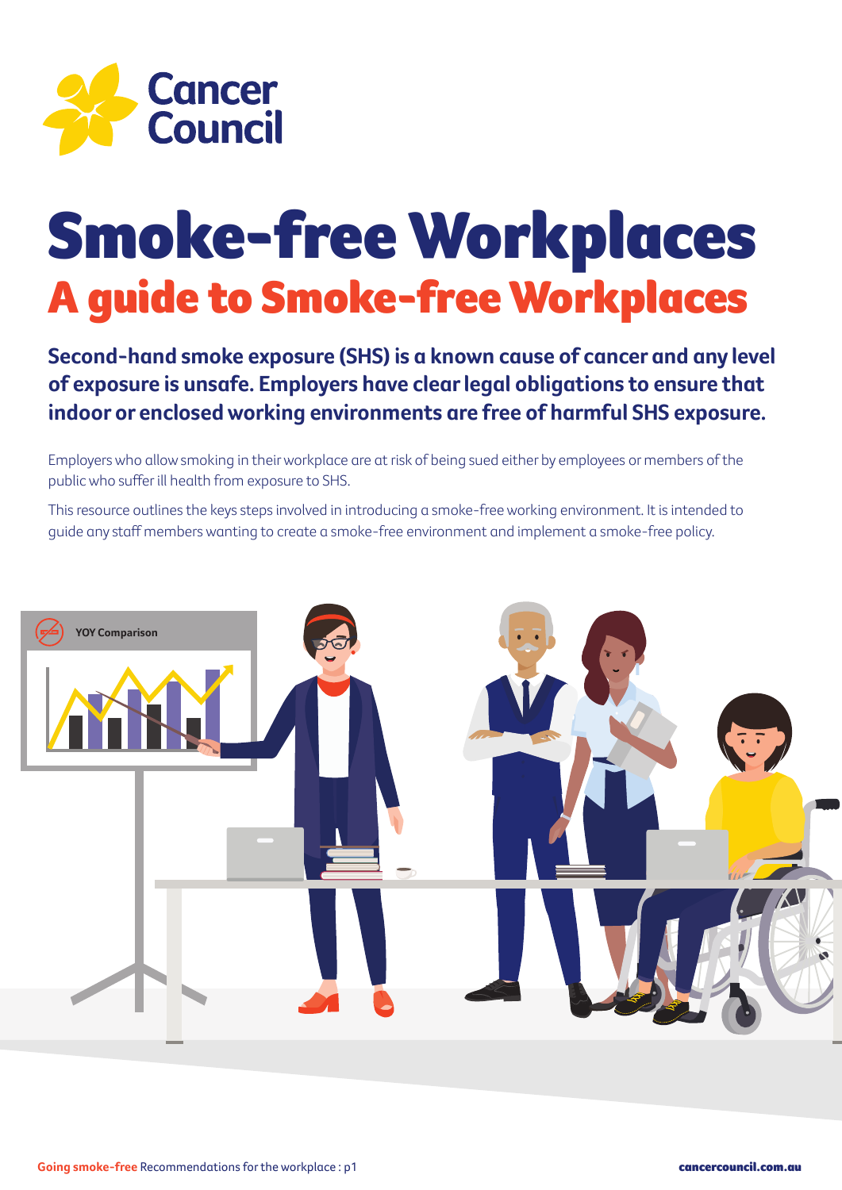Cancer Council

# Smoke-free Workplaces

## A guide to Smoke-free Workplaces

**Second-hand smoke exposure (SHS) is a known cause of cancer and any level of exposure is unsafe. Employers have clear legal obligations to ensure that indoor or enclosed working environments are free of harmful SHS exposure.**

Employers who allow smoking in their workplace are at risk of being sued either by employees or members of the public who suffer ill health from exposure to SHS.

This resource outlines the keys steps involved in introducing a smoke-free working environment. It is intended to guide any staff members wanting to create a smoke-free environment and implement a smoke-free policy.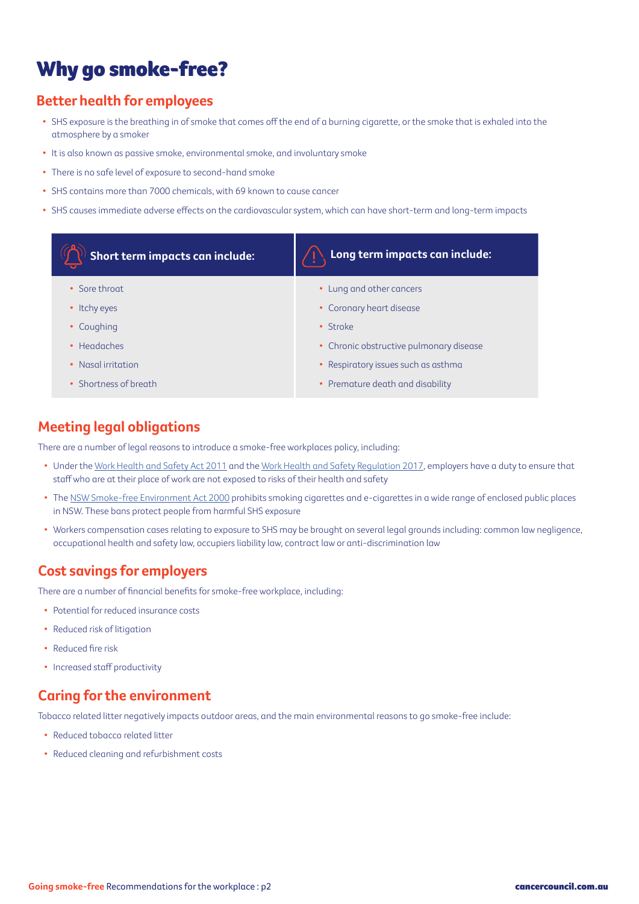# Why go smoke-free?

## Better health for employees

- SHS exposure is the breathing in of smoke that comes off the end of a burning cigarette, or the smoke that is exhaled into the atmosphere by a smoker
- It is also known as passive smoke, environmental smoke, and involuntary smoke
- There is no safe level of exposure to second-hand smoke
- SHS contains more than 7000 chemicals, with 69 known to cause cancer
- SHS causes immediate adverse effects on the cardiovascular system, which can have short-term and long-term impacts

| Short term impacts can include: | Long term impacts can include: |
| --- | --- |
| • Sore throat | • Lung and other cancers |
| • Itchy eyes | • Coronary heart disease |
| • Coughing | • Stroke |
| • Headaches | • Chronic obstructive pulmonary disease |
| • Nasal irritation | • Respiratory issues such as asthma |
| • Shortness of breath | • Premature death and disability |

## Meeting legal obligations

There are a number of legal reasons to introduce a smoke-free workplaces policy, including:

- Under the Work Health and Safety Act 2011 and the Work Health and Safety Regulation 2017, employers have a duty to ensure that staff who are at their place of work are not exposed to risks of their health and safety
- The NSW Smoke-free Environment Act 2000 prohibits smoking cigarettes and e-cigarettes in a wide range of enclosed public places in NSW. These bans protect people from harmful SHS exposure
- Workers compensation cases relating to exposure to SHS may be brought on several legal grounds including: common law negligence, occupational health and safety law, occupiers liability law, contract law or anti-discrimination law

## Cost savings for employers

There are a number of financial benefits for smoke-free workplace, including:

- Potential for reduced insurance costs
- Reduced risk of litigation
- Reduced fire risk
- Increased staff productivity

## Caring for the environment

Tobacco related litter negatively impacts outdoor areas, and the main environmental reasons to go smoke-free include:

- Reduced tobacco related litter
- Reduced cleaning and refurbishment costs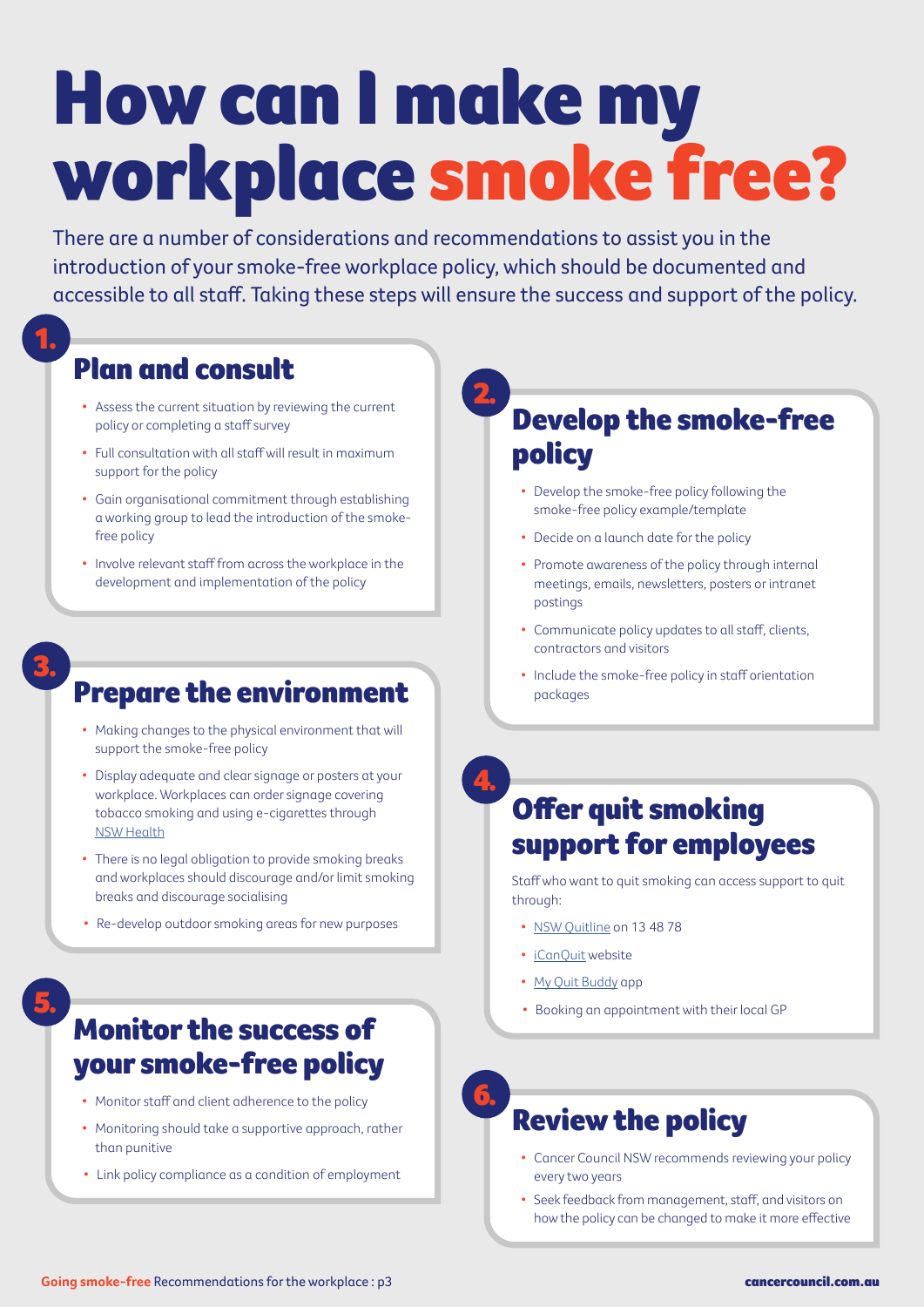# How can I make my workplace smoke free?

There are a number of considerations and recommendations to assist you in the introduction of your smoke-free workplace policy, which should be documented and accessible to all staff. Taking these steps will ensure the success and support of the policy.

## 1. Plan and consult

- Assess the current situation by reviewing the current policy or completing a staff survey
- Full consultation with all staff will result in maximum support for the policy
- Gain organisational commitment through establishing a working group to lead the introduction of the smoke-free policy
- Involve relevant staff from across the workplace in the development and implementation of the policy

## 2. Develop the smoke-free policy

- Develop the smoke-free policy following the smoke-free policy example/template
- Decide on a launch date for the policy
- Promote awareness of the policy through internal meetings, emails, newsletters, posters or intranet postings
- Communicate policy updates to all staff, clients, contractors and visitors
- Include the smoke-free policy in staff orientation packages

## 3. Prepare the environment

- Making changes to the physical environment that will support the smoke-free policy
- Display adequate and clear signage or posters at your workplace. Workplaces can order signage covering tobacco smoking and using e-cigarettes through NSW Health
- There is no legal obligation to provide smoking breaks and workplaces should discourage and/or limit smoking breaks and discourage socialising
- Re-develop outdoor smoking areas for new purposes

## 4. Offer quit smoking support for employees

Staff who want to quit smoking can access support to quit through:

- NSW Quitline on 13 48 78
- iCanQuit website
- My Quit Buddy app
- Booking an appointment with their local GP

## 5. Monitor the success of your smoke-free policy

- Monitor staff and client adherence to the policy
- Monitoring should take a supportive approach, rather than punitive
- Link policy compliance as a condition of employment

## 6. Review the policy

- Cancer Council NSW recommends reviewing your policy every two years
- Seek feedback from management, staff, and visitors on how the policy can be changed to make it more effective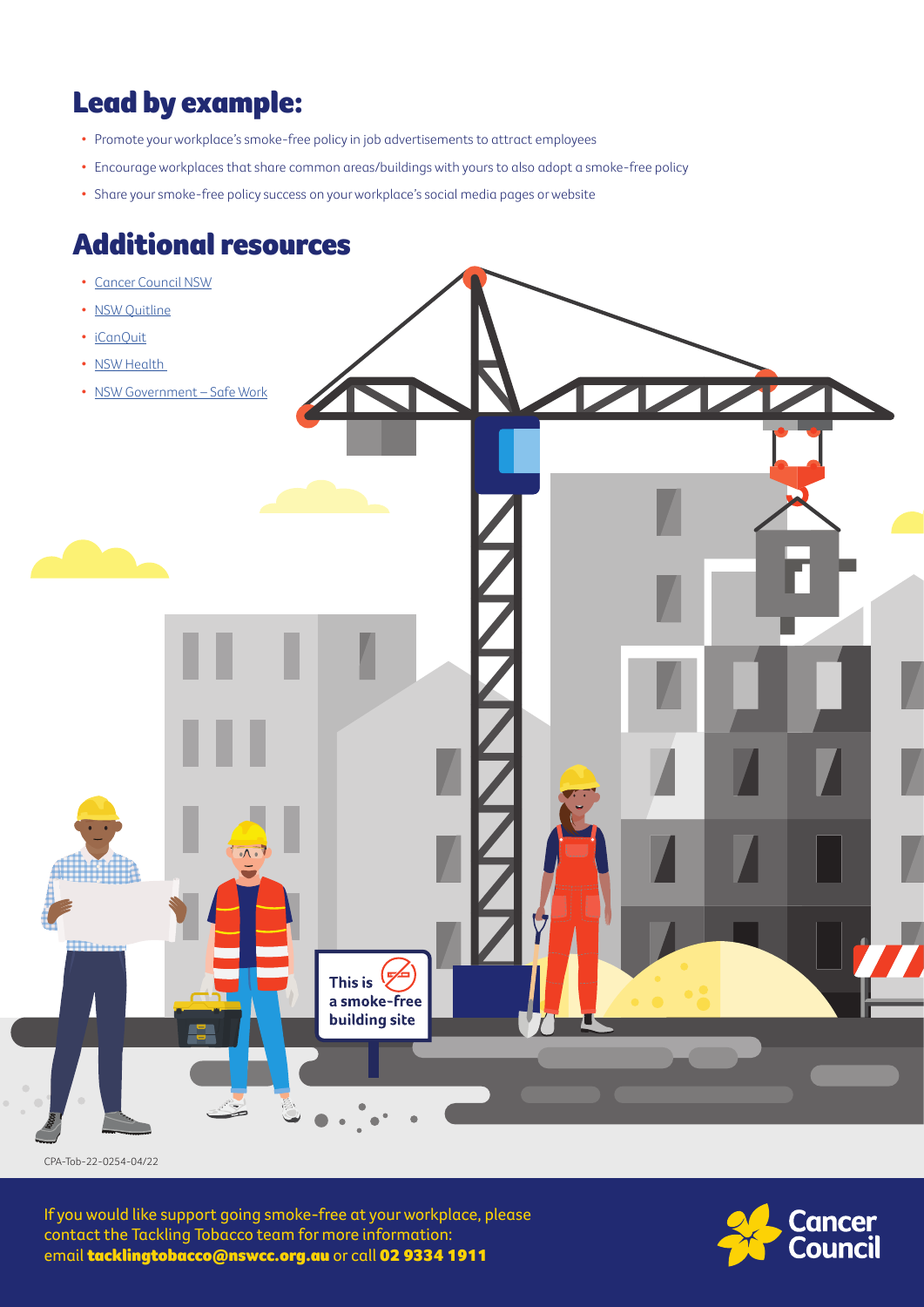## Lead by example:

- Promote your workplace's smoke-free policy in job advertisements to attract employees
- Encourage workplaces that share common areas/buildings with yours to also adopt a smoke-free policy
- Share your smoke-free policy success on your workplace's social media pages or website

## Additional resources

- Cancer Council NSW
- NSW Quitline
- iCanQuit
- NSW Health
- NSW Government – Safe Work

CPA-Tob-22-0254-04/22

If you would like support going smoke-free at your workplace, please contact the Tackling Tobacco team for more information:
email **tacklingtobacco@nswcc.org.au** or call **02 9334 1911**